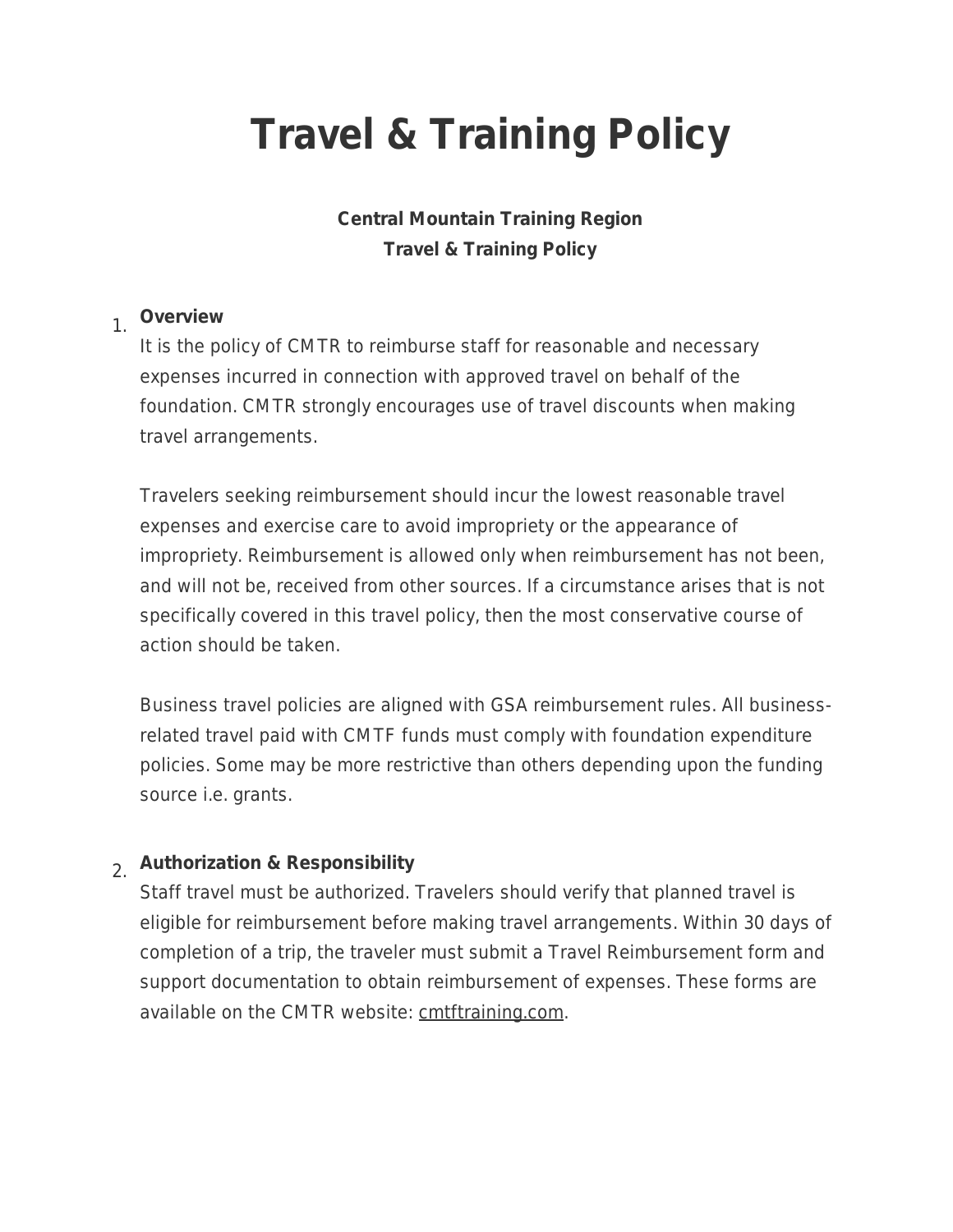# Travel & Training Policy

**Central Mountain Training Region**
**Travel & Training Policy**

1. **Overview**
   It is the policy of CMTR to reimburse staff for reasonable and necessary expenses incurred in connection with approved travel on behalf of the foundation. CMTR strongly encourages use of travel discounts when making travel arrangements.

   Travelers seeking reimbursement should incur the lowest reasonable travel expenses and exercise care to avoid impropriety or the appearance of impropriety. Reimbursement is allowed only when reimbursement has not been, and will not be, received from other sources. If a circumstance arises that is not specifically covered in this travel policy, then the most conservative course of action should be taken.

   Business travel policies are aligned with GSA reimbursement rules. All business-related travel paid with CMTF funds must comply with foundation expenditure policies. Some may be more restrictive than others depending upon the funding source i.e. grants.

2. **Authorization & Responsibility**
   Staff travel must be authorized. Travelers should verify that planned travel is eligible for reimbursement before making travel arrangements. Within 30 days of completion of a trip, the traveler must submit a Travel Reimbursement form and support documentation to obtain reimbursement of expenses. These forms are available on the CMTR website: cmtftraining.com.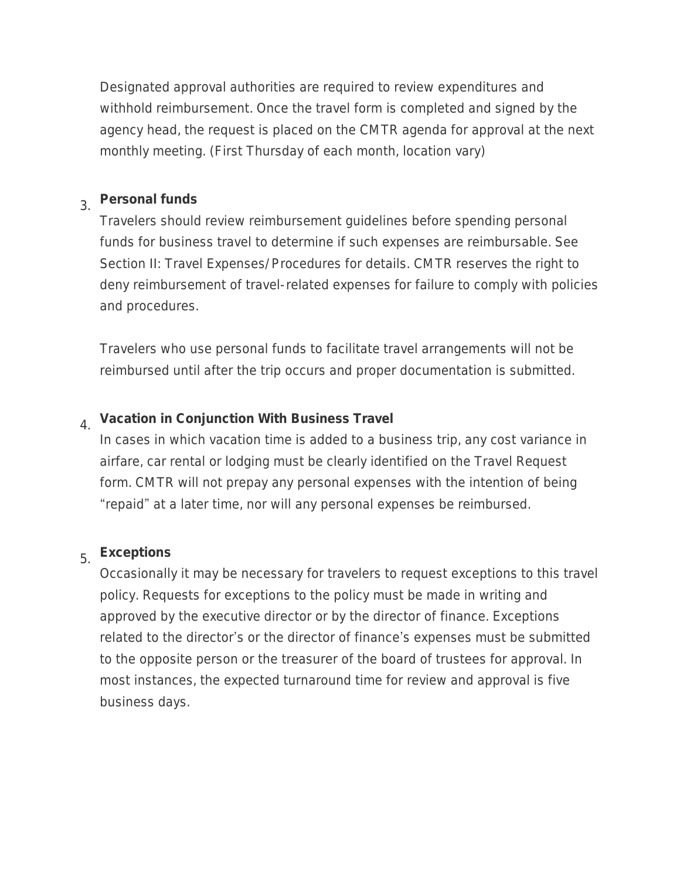Designated approval authorities are required to review expenditures and withhold reimbursement. Once the travel form is completed and signed by the agency head, the request is placed on the CMTR agenda for approval at the next monthly meeting. (First Thursday of each month, location vary)

3. **Personal funds**

   Travelers should review reimbursement guidelines before spending personal funds for business travel to determine if such expenses are reimbursable. See Section II: Travel Expenses/Procedures for details. CMTR reserves the right to deny reimbursement of travel-related expenses for failure to comply with policies and procedures.

   Travelers who use personal funds to facilitate travel arrangements will not be reimbursed until after the trip occurs and proper documentation is submitted.

4. **Vacation in Conjunction With Business Travel**

   In cases in which vacation time is added to a business trip, any cost variance in airfare, car rental or lodging must be clearly identified on the Travel Request form. CMTR will not prepay any personal expenses with the intention of being "repaid" at a later time, nor will any personal expenses be reimbursed.

5. **Exceptions**

   Occasionally it may be necessary for travelers to request exceptions to this travel policy. Requests for exceptions to the policy must be made in writing and approved by the executive director or by the director of finance. Exceptions related to the director's or the director of finance's expenses must be submitted to the opposite person or the treasurer of the board of trustees for approval. In most instances, the expected turnaround time for review and approval is five business days.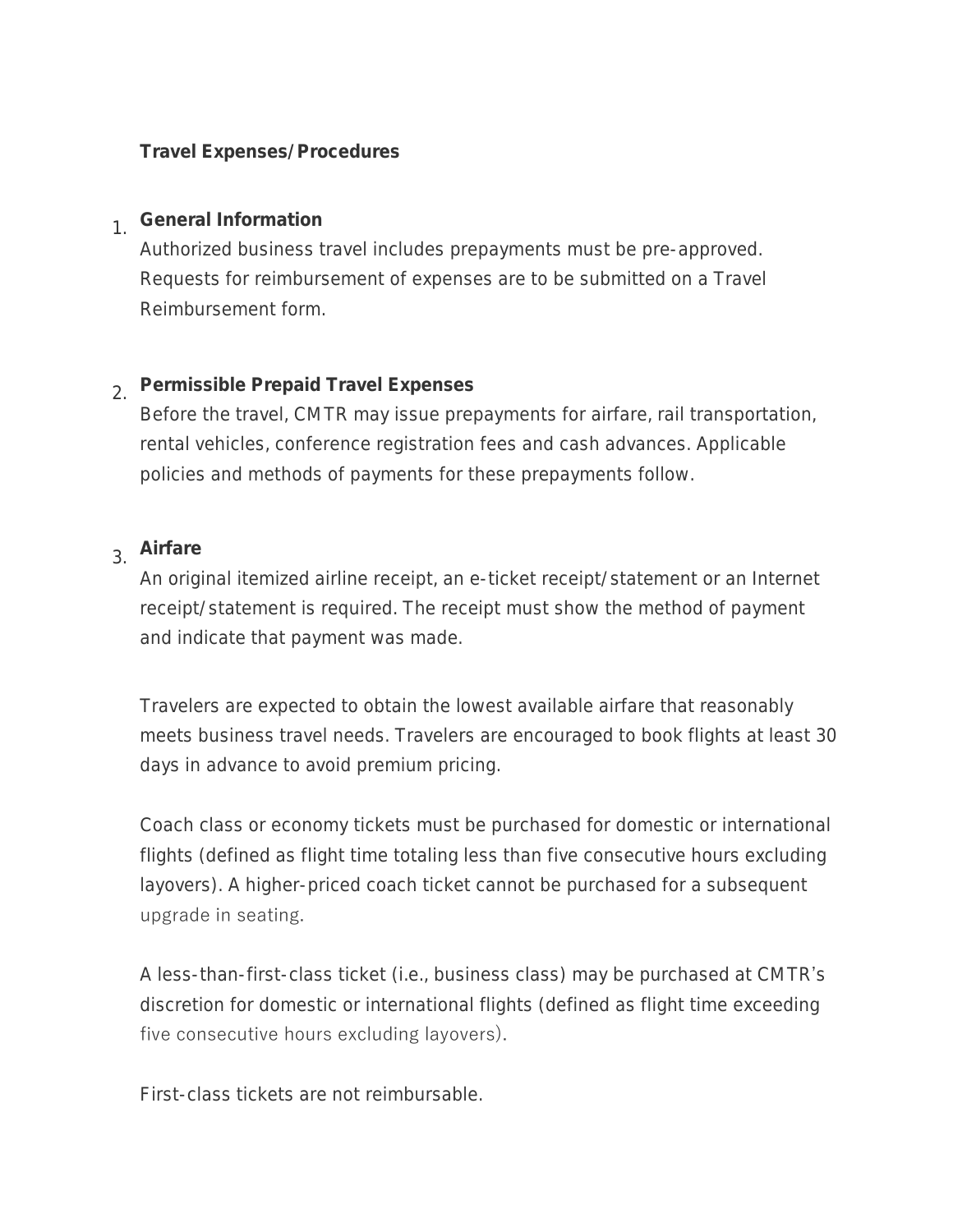**Travel Expenses/Procedures**

1. **General Information**

   Authorized business travel includes prepayments must be pre-approved. Requests for reimbursement of expenses are to be submitted on a Travel Reimbursement form.

2. **Permissible Prepaid Travel Expenses**

   Before the travel, CMTR may issue prepayments for airfare, rail transportation, rental vehicles, conference registration fees and cash advances. Applicable policies and methods of payments for these prepayments follow.

3. **Airfare**

   An original itemized airline receipt, an e-ticket receipt/statement or an Internet receipt/statement is required. The receipt must show the method of payment and indicate that payment was made.

   Travelers are expected to obtain the lowest available airfare that reasonably meets business travel needs. Travelers are encouraged to book flights at least 30 days in advance to avoid premium pricing.

   Coach class or economy tickets must be purchased for domestic or international flights (defined as flight time totaling less than five consecutive hours excluding layovers). A higher-priced coach ticket cannot be purchased for a subsequent upgrade in seating.

   A less-than-first-class ticket (i.e., business class) may be purchased at CMTR's discretion for domestic or international flights (defined as flight time exceeding five consecutive hours excluding layovers).

   First-class tickets are not reimbursable.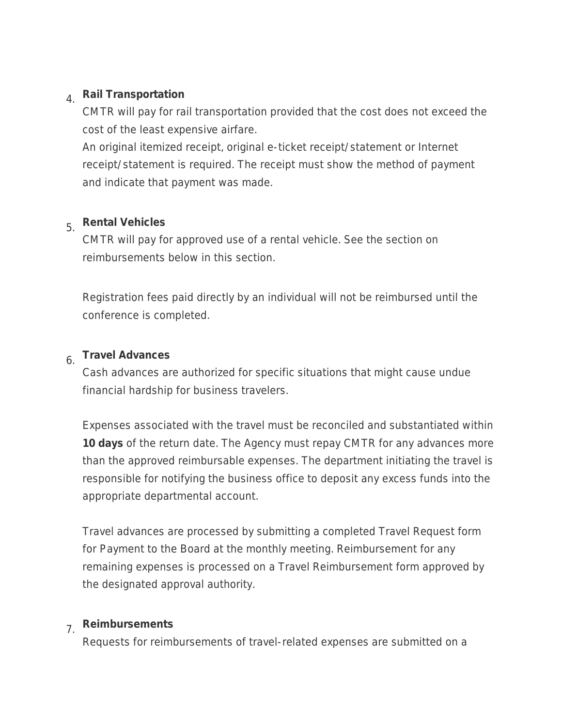4. **Rail Transportation**

   CMTR will pay for rail transportation provided that the cost does not exceed the cost of the least expensive airfare.
   An original itemized receipt, original e-ticket receipt/statement or Internet receipt/statement is required. The receipt must show the method of payment and indicate that payment was made.

5. **Rental Vehicles**

   CMTR will pay for approved use of a rental vehicle. See the section on reimbursements below in this section.

   Registration fees paid directly by an individual will not be reimbursed until the conference is completed.

6. **Travel Advances**

   Cash advances are authorized for specific situations that might cause undue financial hardship for business travelers.

   Expenses associated with the travel must be reconciled and substantiated within **10 days** of the return date. The Agency must repay CMTR for any advances more than the approved reimbursable expenses. The department initiating the travel is responsible for notifying the business office to deposit any excess funds into the appropriate departmental account.

   Travel advances are processed by submitting a completed Travel Request form for Payment to the Board at the monthly meeting. Reimbursement for any remaining expenses is processed on a Travel Reimbursement form approved by the designated approval authority.

7. **Reimbursements**

   Requests for reimbursements of travel-related expenses are submitted on a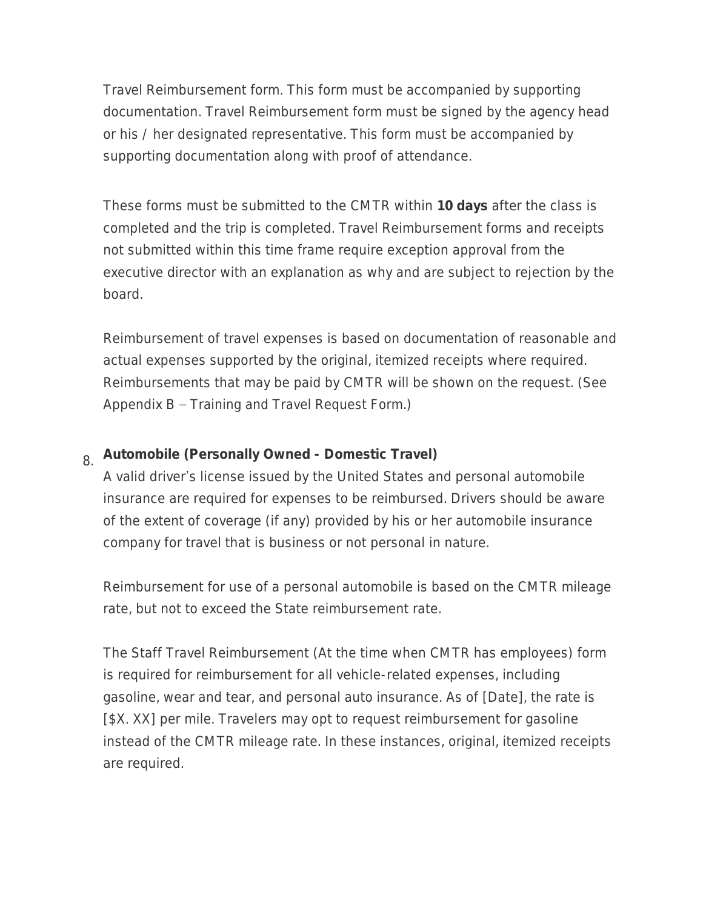Travel Reimbursement form. This form must be accompanied by supporting documentation. Travel Reimbursement form must be signed by the agency head or his / her designated representative. This form must be accompanied by supporting documentation along with proof of attendance.

These forms must be submitted to the CMTR within **10 days** after the class is completed and the trip is completed. Travel Reimbursement forms and receipts not submitted within this time frame require exception approval from the executive director with an explanation as why and are subject to rejection by the board.

Reimbursement of travel expenses is based on documentation of reasonable and actual expenses supported by the original, itemized receipts where required. Reimbursements that may be paid by CMTR will be shown on the request. (See Appendix B – Training and Travel Request Form.)

8. **Automobile (Personally Owned - Domestic Travel)**

A valid driver's license issued by the United States and personal automobile insurance are required for expenses to be reimbursed. Drivers should be aware of the extent of coverage (if any) provided by his or her automobile insurance company for travel that is business or not personal in nature.

Reimbursement for use of a personal automobile is based on the CMTR mileage rate, but not to exceed the State reimbursement rate.

The Staff Travel Reimbursement (At the time when CMTR has employees) form is required for reimbursement for all vehicle-related expenses, including gasoline, wear and tear, and personal auto insurance. As of [Date], the rate is [$X. XX] per mile. Travelers may opt to request reimbursement for gasoline instead of the CMTR mileage rate. In these instances, original, itemized receipts are required.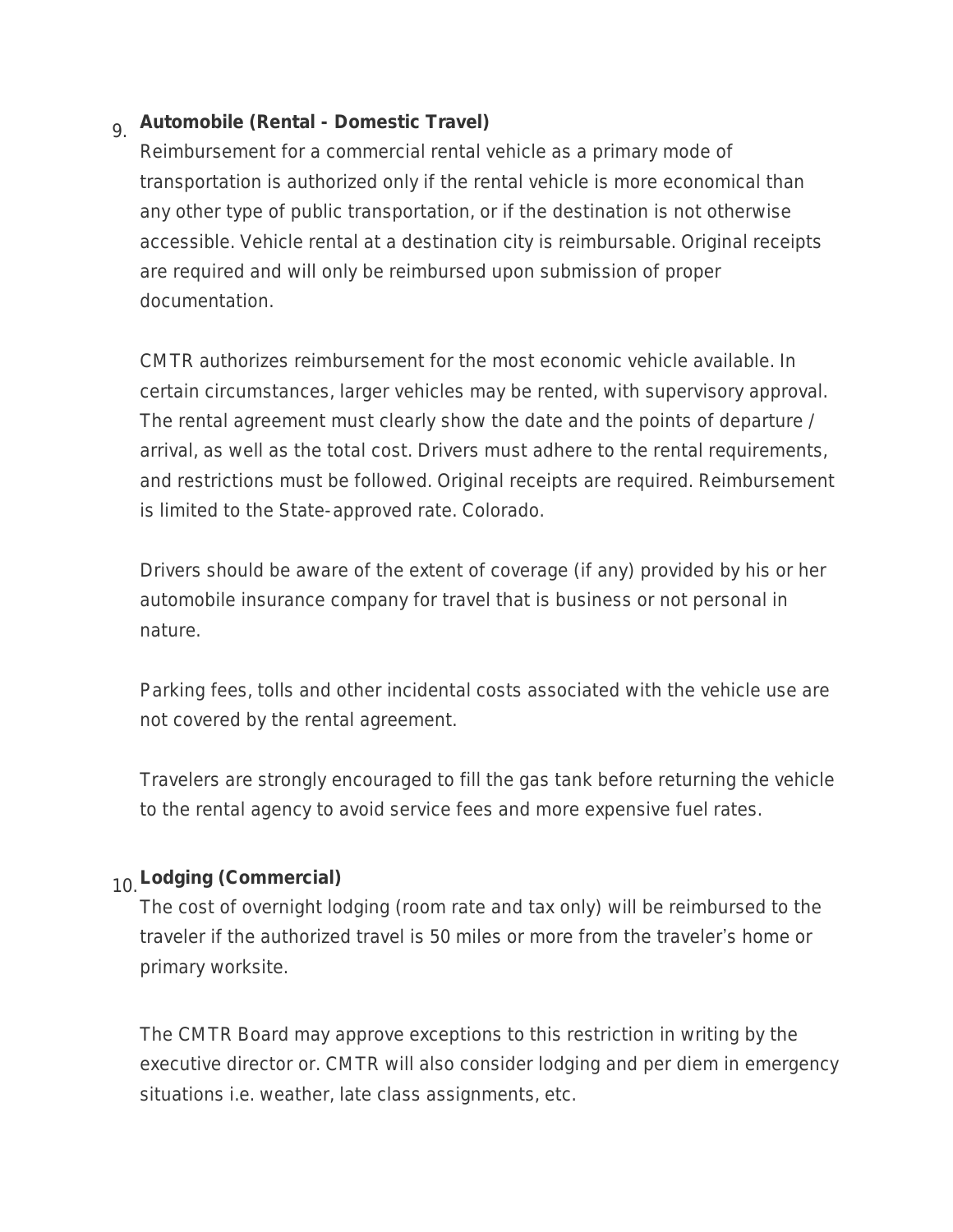9. **Automobile (Rental - Domestic Travel)**

   Reimbursement for a commercial rental vehicle as a primary mode of transportation is authorized only if the rental vehicle is more economical than any other type of public transportation, or if the destination is not otherwise accessible. Vehicle rental at a destination city is reimbursable. Original receipts are required and will only be reimbursed upon submission of proper documentation.

   CMTR authorizes reimbursement for the most economic vehicle available. In certain circumstances, larger vehicles may be rented, with supervisory approval. The rental agreement must clearly show the date and the points of departure / arrival, as well as the total cost. Drivers must adhere to the rental requirements, and restrictions must be followed. Original receipts are required. Reimbursement is limited to the State-approved rate. Colorado.

   Drivers should be aware of the extent of coverage (if any) provided by his or her automobile insurance company for travel that is business or not personal in nature.

   Parking fees, tolls and other incidental costs associated with the vehicle use are not covered by the rental agreement.

   Travelers are strongly encouraged to fill the gas tank before returning the vehicle to the rental agency to avoid service fees and more expensive fuel rates.

10. **Lodging (Commercial)**

    The cost of overnight lodging (room rate and tax only) will be reimbursed to the traveler if the authorized travel is 50 miles or more from the traveler's home or primary worksite.

    The CMTR Board may approve exceptions to this restriction in writing by the executive director or. CMTR will also consider lodging and per diem in emergency situations i.e. weather, late class assignments, etc.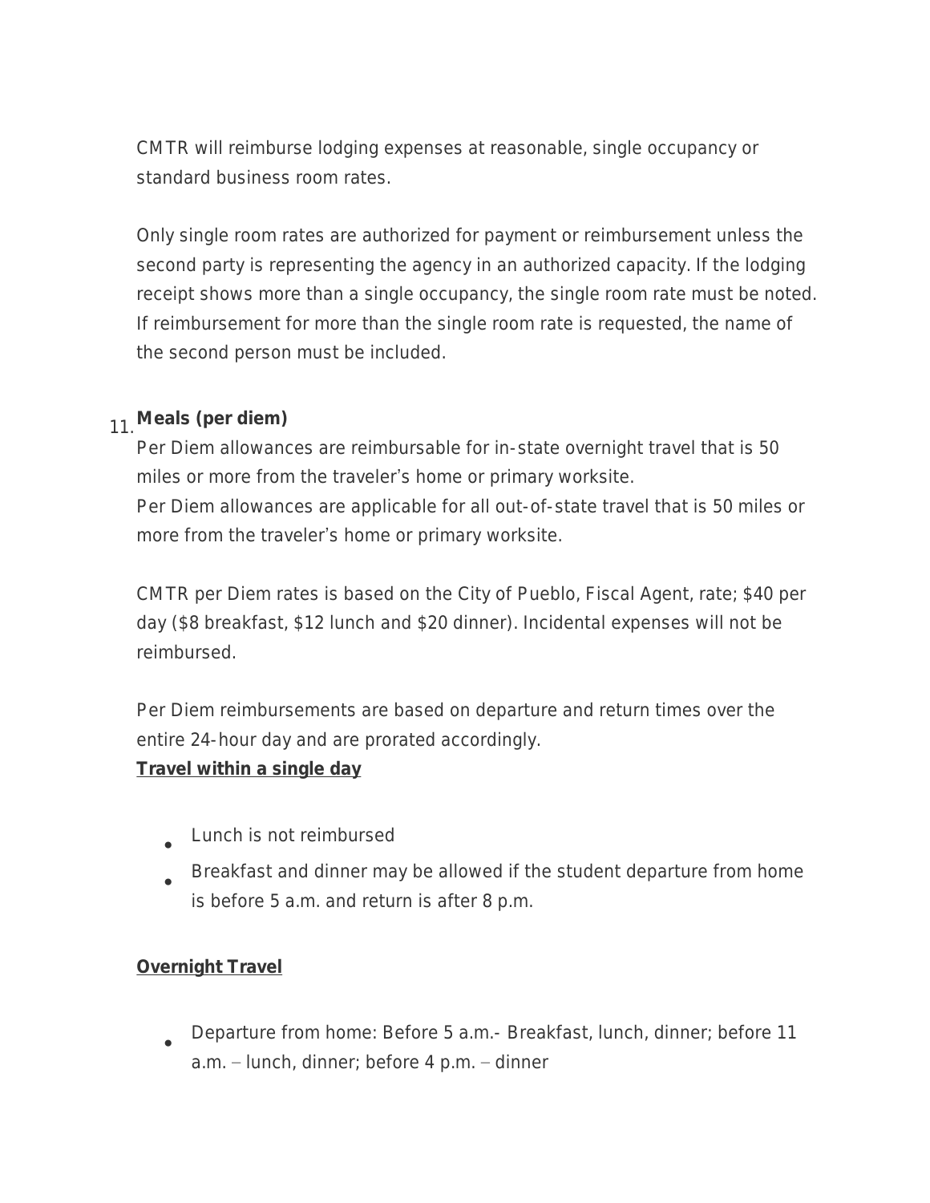CMTR will reimburse lodging expenses at reasonable, single occupancy or standard business room rates.

Only single room rates are authorized for payment or reimbursement unless the second party is representing the agency in an authorized capacity. If the lodging receipt shows more than a single occupancy, the single room rate must be noted. If reimbursement for more than the single room rate is requested, the name of the second person must be included.

11. **Meals (per diem)**

Per Diem allowances are reimbursable for in-state overnight travel that is 50 miles or more from the traveler's home or primary worksite.
Per Diem allowances are applicable for all out-of-state travel that is 50 miles or more from the traveler's home or primary worksite.

CMTR per Diem rates is based on the City of Pueblo, Fiscal Agent, rate; $40 per day ($8 breakfast, $12 lunch and $20 dinner). Incidental expenses will not be reimbursed.

Per Diem reimbursements are based on departure and return times over the entire 24-hour day and are prorated accordingly.

**Travel within a single day**

- Lunch is not reimbursed
- Breakfast and dinner may be allowed if the student departure from home is before 5 a.m. and return is after 8 p.m.

**Overnight Travel**

- Departure from home: Before 5 a.m.- Breakfast, lunch, dinner; before 11 a.m. – lunch, dinner; before 4 p.m. – dinner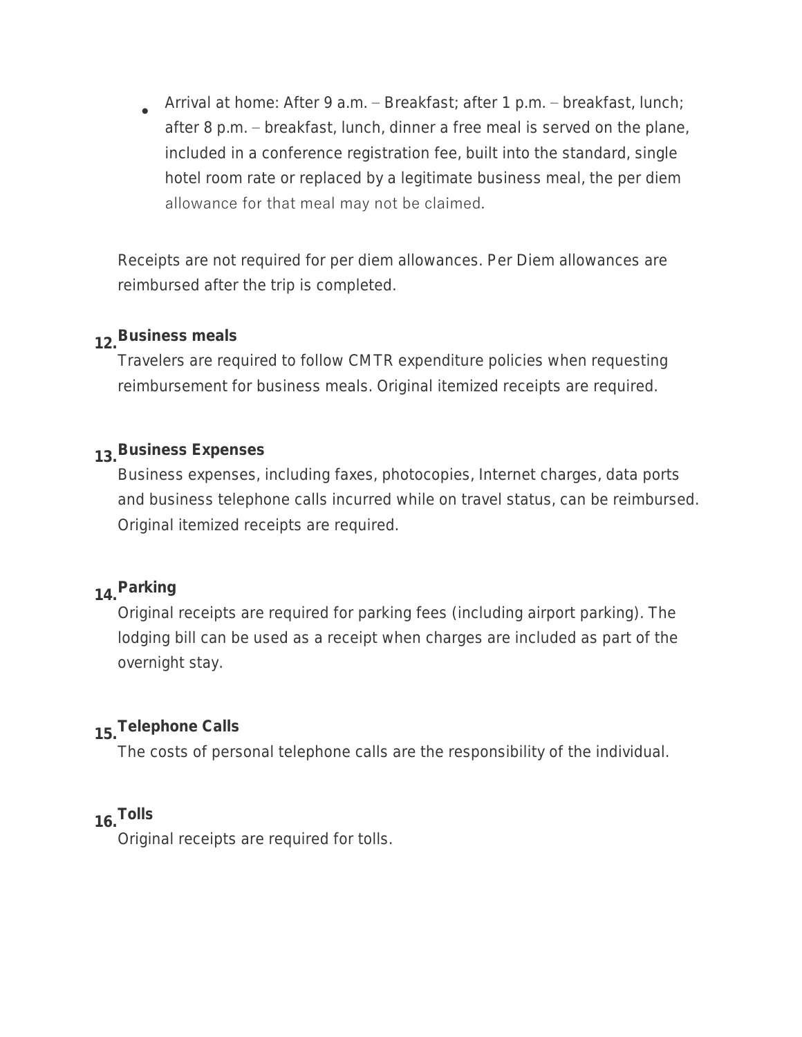- Arrival at home: After 9 a.m. – Breakfast; after 1 p.m. – breakfast, lunch; after 8 p.m. – breakfast, lunch, dinner a free meal is served on the plane, included in a conference registration fee, built into the standard, single hotel room rate or replaced by a legitimate business meal, the per diem allowance for that meal may not be claimed.

Receipts are not required for per diem allowances. Per Diem allowances are reimbursed after the trip is completed.

12. **Business meals**

    Travelers are required to follow CMTR expenditure policies when requesting reimbursement for business meals. Original itemized receipts are required.

13. **Business Expenses**

    Business expenses, including faxes, photocopies, Internet charges, data ports and business telephone calls incurred while on travel status, can be reimbursed. Original itemized receipts are required.

14. **Parking**

    Original receipts are required for parking fees (including airport parking). The lodging bill can be used as a receipt when charges are included as part of the overnight stay.

15. **Telephone Calls**

    The costs of personal telephone calls are the responsibility of the individual.

16. **Tolls**

    Original receipts are required for tolls.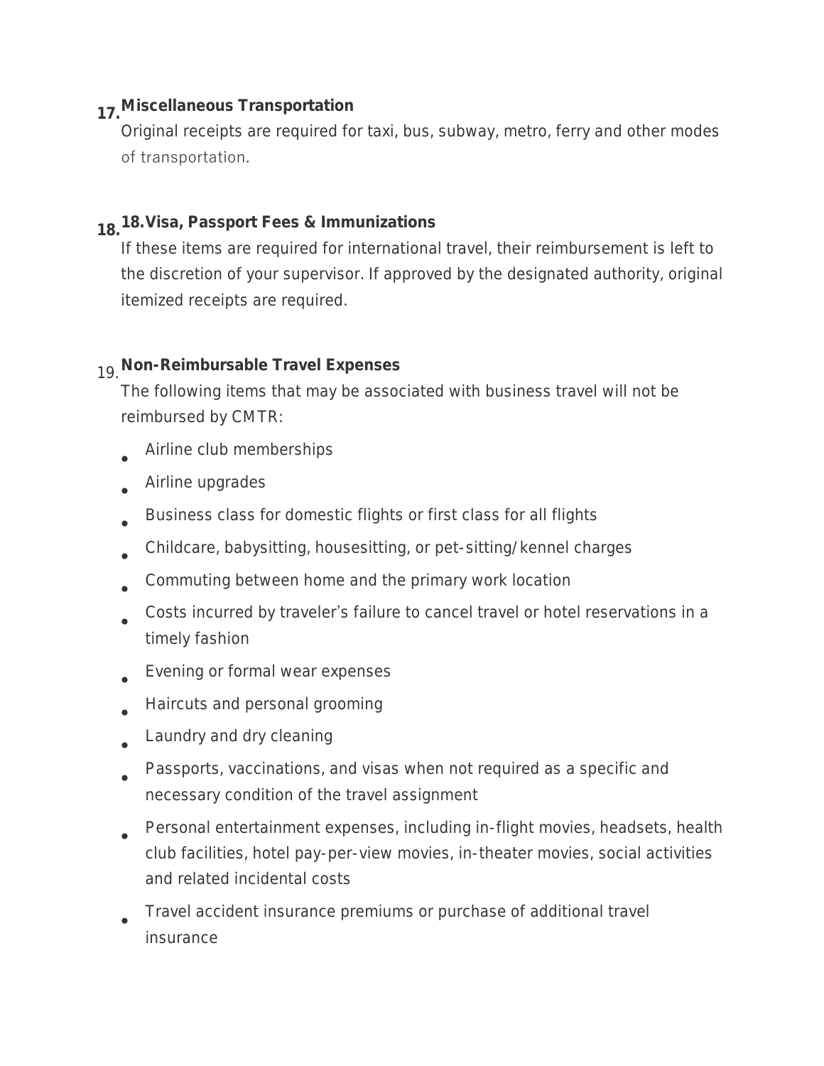### 17. Miscellaneous Transportation

Original receipts are required for taxi, bus, subway, metro, ferry and other modes of transportation.

### 18. 18.Visa, Passport Fees & Immunizations

If these items are required for international travel, their reimbursement is left to the discretion of your supervisor. If approved by the designated authority, original itemized receipts are required.

### 19. Non-Reimbursable Travel Expenses

The following items that may be associated with business travel will not be reimbursed by CMTR:

- Airline club memberships
- Airline upgrades
- Business class for domestic flights or first class for all flights
- Childcare, babysitting, housesitting, or pet-sitting/kennel charges
- Commuting between home and the primary work location
- Costs incurred by traveler's failure to cancel travel or hotel reservations in a timely fashion
- Evening or formal wear expenses
- Haircuts and personal grooming
- Laundry and dry cleaning
- Passports, vaccinations, and visas when not required as a specific and necessary condition of the travel assignment
- Personal entertainment expenses, including in-flight movies, headsets, health club facilities, hotel pay-per-view movies, in-theater movies, social activities and related incidental costs
- Travel accident insurance premiums or purchase of additional travel insurance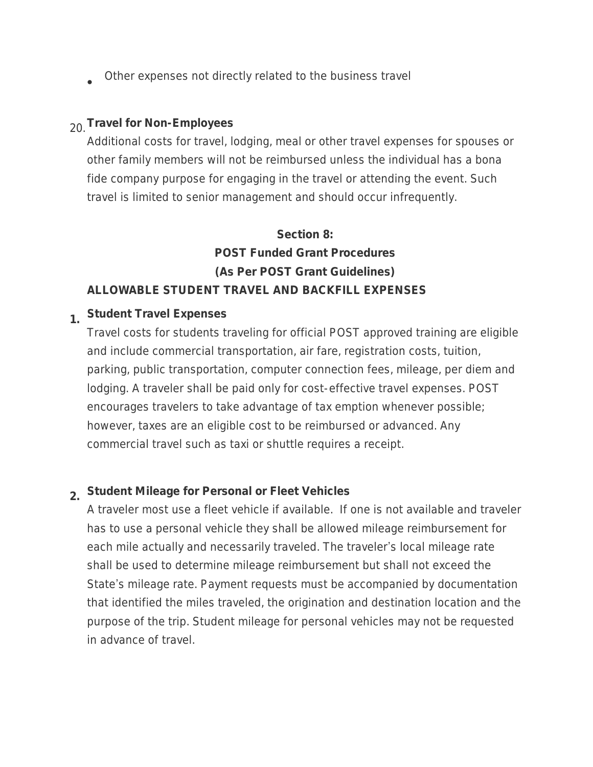- Other expenses not directly related to the business travel

20. **Travel for Non-Employees**

    Additional costs for travel, lodging, meal or other travel expenses for spouses or other family members will not be reimbursed unless the individual has a bona fide company purpose for engaging in the travel or attending the event. Such travel is limited to senior management and should occur infrequently.

## Section 8:
## POST Funded Grant Procedures
## (As Per POST Grant Guidelines)

### ALLOWABLE STUDENT TRAVEL AND BACKFILL EXPENSES

1. **Student Travel Expenses**

   Travel costs for students traveling for official POST approved training are eligible and include commercial transportation, air fare, registration costs, tuition, parking, public transportation, computer connection fees, mileage, per diem and lodging. A traveler shall be paid only for cost-effective travel expenses. POST encourages travelers to take advantage of tax emption whenever possible; however, taxes are an eligible cost to be reimbursed or advanced. Any commercial travel such as taxi or shuttle requires a receipt.

2. **Student Mileage for Personal or Fleet Vehicles**

   A traveler most use a fleet vehicle if available. If one is not available and traveler has to use a personal vehicle they shall be allowed mileage reimbursement for each mile actually and necessarily traveled. The traveler's local mileage rate shall be used to determine mileage reimbursement but shall not exceed the State's mileage rate. Payment requests must be accompanied by documentation that identified the miles traveled, the origination and destination location and the purpose of the trip. Student mileage for personal vehicles may not be requested in advance of travel.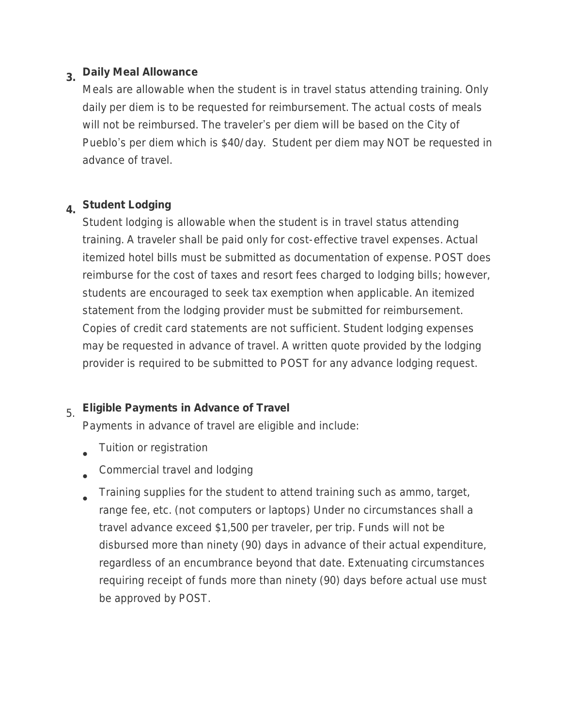3. **Daily Meal Allowance**

   Meals are allowable when the student is in travel status attending training. Only daily per diem is to be requested for reimbursement. The actual costs of meals will not be reimbursed. The traveler's per diem will be based on the City of Pueblo's per diem which is $40/day. Student per diem may NOT be requested in advance of travel.

4. **Student Lodging**

   Student lodging is allowable when the student is in travel status attending training. A traveler shall be paid only for cost-effective travel expenses. Actual itemized hotel bills must be submitted as documentation of expense. POST does reimburse for the cost of taxes and resort fees charged to lodging bills; however, students are encouraged to seek tax exemption when applicable. An itemized statement from the lodging provider must be submitted for reimbursement. Copies of credit card statements are not sufficient. Student lodging expenses may be requested in advance of travel. A written quote provided by the lodging provider is required to be submitted to POST for any advance lodging request.

5. **Eligible Payments in Advance of Travel**

   Payments in advance of travel are eligible and include:

   - Tuition or registration
   - Commercial travel and lodging
   - Training supplies for the student to attend training such as ammo, target, range fee, etc. (not computers or laptops) Under no circumstances shall a travel advance exceed $1,500 per traveler, per trip. Funds will not be disbursed more than ninety (90) days in advance of their actual expenditure, regardless of an encumbrance beyond that date. Extenuating circumstances requiring receipt of funds more than ninety (90) days before actual use must be approved by POST.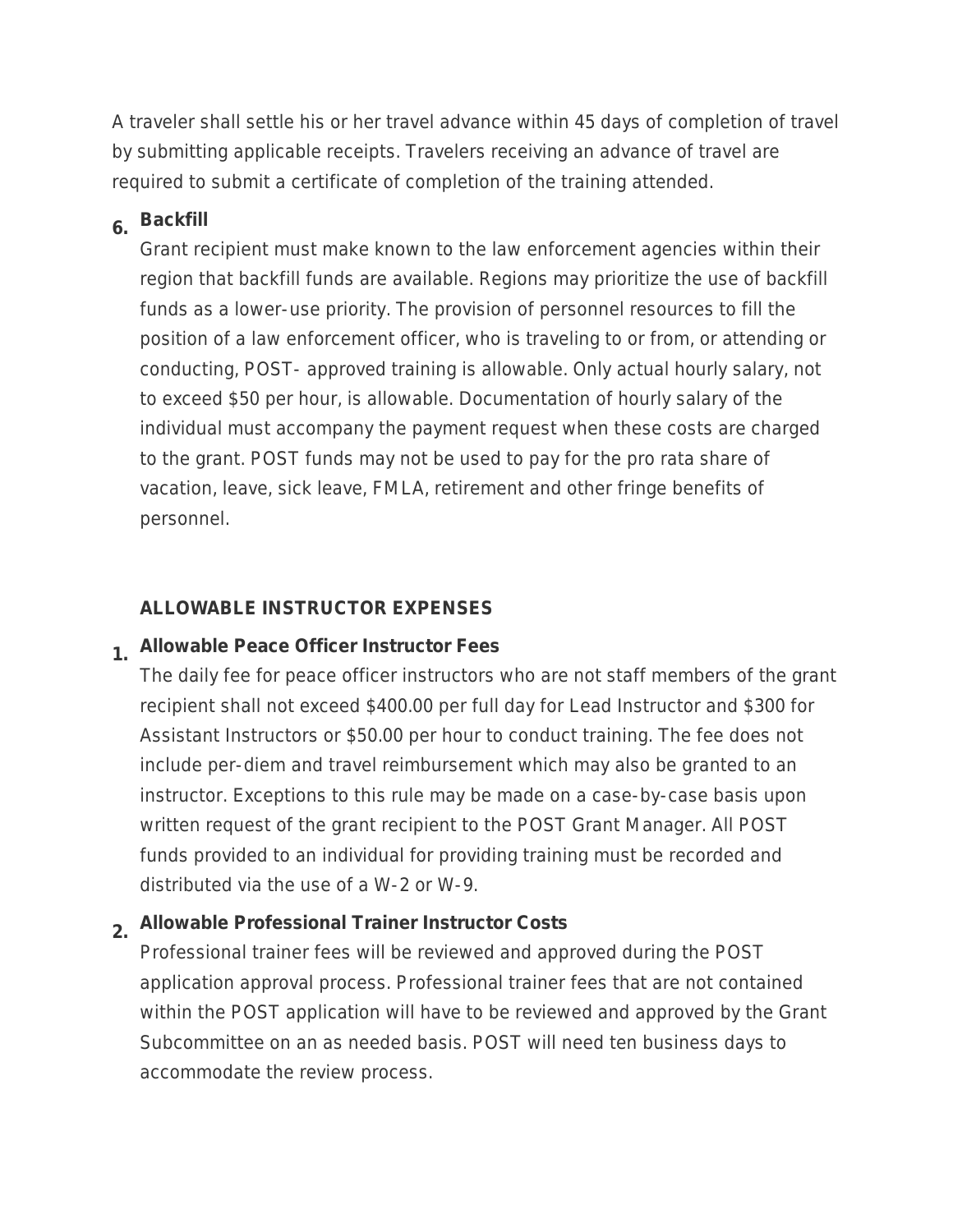A traveler shall settle his or her travel advance within 45 days of completion of travel by submitting applicable receipts. Travelers receiving an advance of travel are required to submit a certificate of completion of the training attended.

6. **Backfill**

   Grant recipient must make known to the law enforcement agencies within their region that backfill funds are available. Regions may prioritize the use of backfill funds as a lower-use priority. The provision of personnel resources to fill the position of a law enforcement officer, who is traveling to or from, or attending or conducting, POST- approved training is allowable. Only actual hourly salary, not to exceed $50 per hour, is allowable. Documentation of hourly salary of the individual must accompany the payment request when these costs are charged to the grant. POST funds may not be used to pay for the pro rata share of vacation, leave, sick leave, FMLA, retirement and other fringe benefits of personnel.

**ALLOWABLE INSTRUCTOR EXPENSES**

1. **Allowable Peace Officer Instructor Fees**

   The daily fee for peace officer instructors who are not staff members of the grant recipient shall not exceed $400.00 per full day for Lead Instructor and $300 for Assistant Instructors or $50.00 per hour to conduct training. The fee does not include per-diem and travel reimbursement which may also be granted to an instructor. Exceptions to this rule may be made on a case-by-case basis upon written request of the grant recipient to the POST Grant Manager. All POST funds provided to an individual for providing training must be recorded and distributed via the use of a W-2 or W-9.

2. **Allowable Professional Trainer Instructor Costs**

   Professional trainer fees will be reviewed and approved during the POST application approval process. Professional trainer fees that are not contained within the POST application will have to be reviewed and approved by the Grant Subcommittee on an as needed basis. POST will need ten business days to accommodate the review process.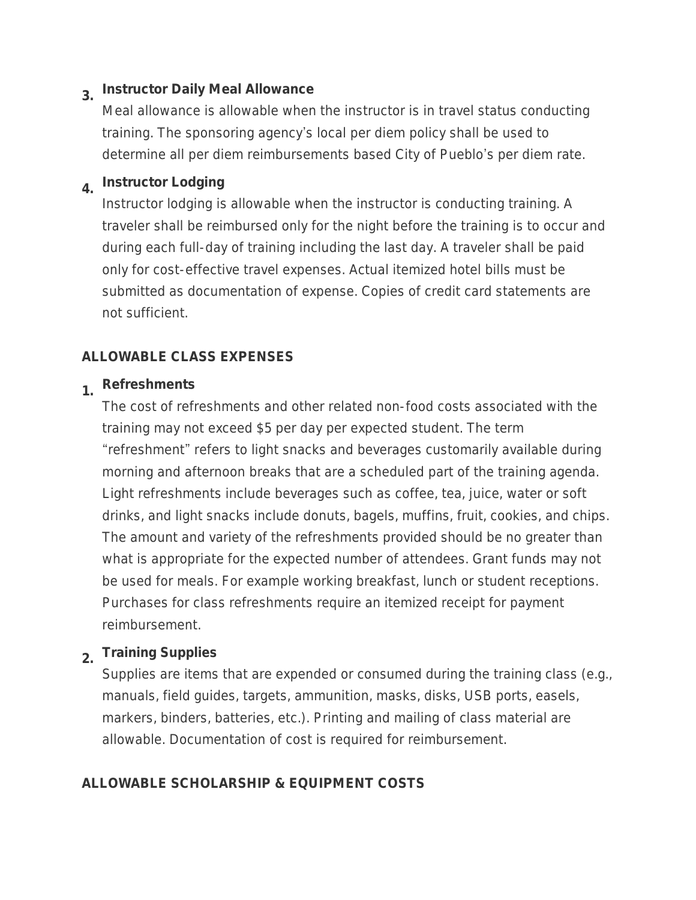3. **Instructor Daily Meal Allowance**

   Meal allowance is allowable when the instructor is in travel status conducting training. The sponsoring agency's local per diem policy shall be used to determine all per diem reimbursements based City of Pueblo's per diem rate.

4. **Instructor Lodging**

   Instructor lodging is allowable when the instructor is conducting training. A traveler shall be reimbursed only for the night before the training is to occur and during each full-day of training including the last day. A traveler shall be paid only for cost-effective travel expenses. Actual itemized hotel bills must be submitted as documentation of expense. Copies of credit card statements are not sufficient.

### ALLOWABLE CLASS EXPENSES

1. **Refreshments**

   The cost of refreshments and other related non-food costs associated with the training may not exceed $5 per day per expected student. The term "refreshment" refers to light snacks and beverages customarily available during morning and afternoon breaks that are a scheduled part of the training agenda. Light refreshments include beverages such as coffee, tea, juice, water or soft drinks, and light snacks include donuts, bagels, muffins, fruit, cookies, and chips. The amount and variety of the refreshments provided should be no greater than what is appropriate for the expected number of attendees. Grant funds may not be used for meals. For example working breakfast, lunch or student receptions. Purchases for class refreshments require an itemized receipt for payment reimbursement.

2. **Training Supplies**

   Supplies are items that are expended or consumed during the training class (e.g., manuals, field guides, targets, ammunition, masks, disks, USB ports, easels, markers, binders, batteries, etc.). Printing and mailing of class material are allowable. Documentation of cost is required for reimbursement.

### ALLOWABLE SCHOLARSHIP & EQUIPMENT COSTS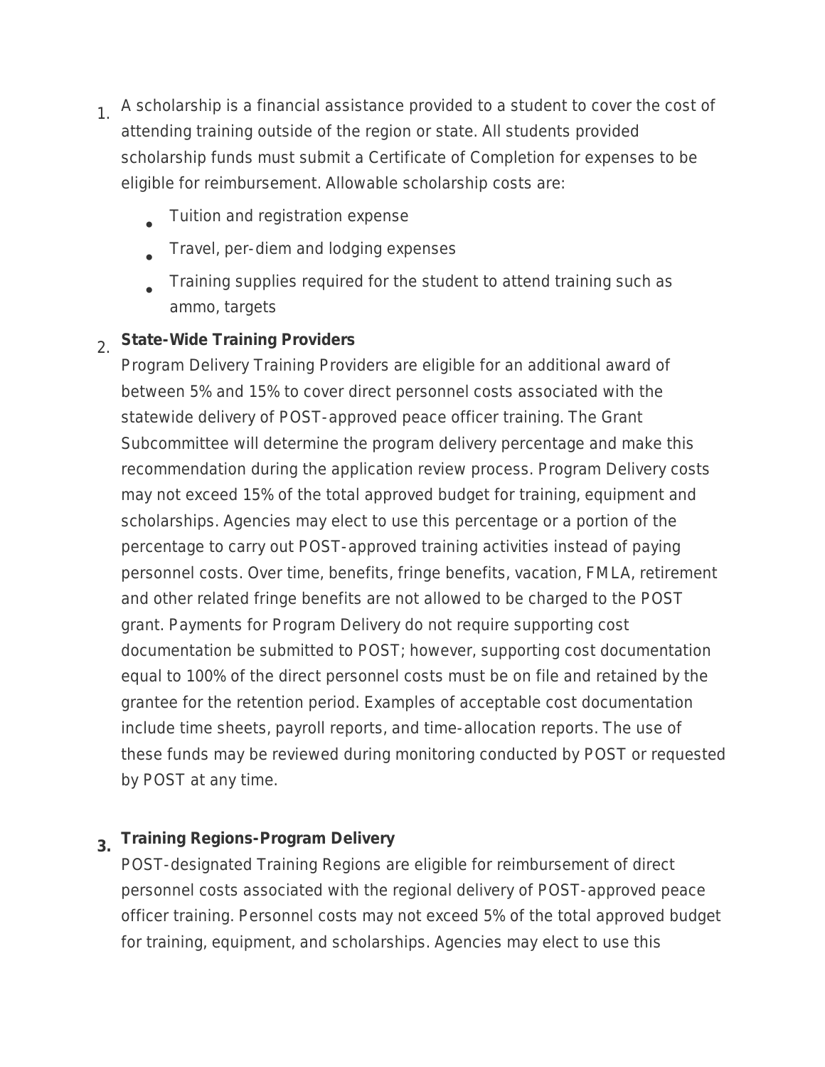1. A scholarship is a financial assistance provided to a student to cover the cost of attending training outside of the region or state. All students provided scholarship funds must submit a Certificate of Completion for expenses to be eligible for reimbursement. Allowable scholarship costs are:
   - Tuition and registration expense
   - Travel, per-diem and lodging expenses
   - Training supplies required for the student to attend training such as ammo, targets

2. **State-Wide Training Providers**
   Program Delivery Training Providers are eligible for an additional award of between 5% and 15% to cover direct personnel costs associated with the statewide delivery of POST-approved peace officer training. The Grant Subcommittee will determine the program delivery percentage and make this recommendation during the application review process. Program Delivery costs may not exceed 15% of the total approved budget for training, equipment and scholarships. Agencies may elect to use this percentage or a portion of the percentage to carry out POST-approved training activities instead of paying personnel costs. Over time, benefits, fringe benefits, vacation, FMLA, retirement and other related fringe benefits are not allowed to be charged to the POST grant. Payments for Program Delivery do not require supporting cost documentation be submitted to POST; however, supporting cost documentation equal to 100% of the direct personnel costs must be on file and retained by the grantee for the retention period. Examples of acceptable cost documentation include time sheets, payroll reports, and time-allocation reports. The use of these funds may be reviewed during monitoring conducted by POST or requested by POST at any time.

3. **Training Regions-Program Delivery**
   POST-designated Training Regions are eligible for reimbursement of direct personnel costs associated with the regional delivery of POST-approved peace officer training. Personnel costs may not exceed 5% of the total approved budget for training, equipment, and scholarships. Agencies may elect to use this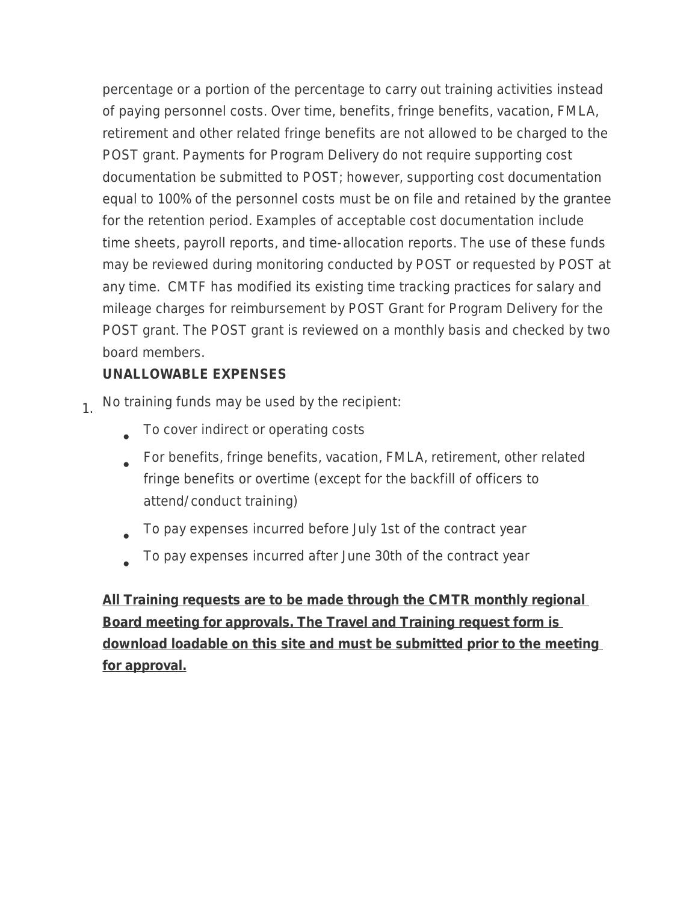percentage or a portion of the percentage to carry out training activities instead of paying personnel costs. Over time, benefits, fringe benefits, vacation, FMLA, retirement and other related fringe benefits are not allowed to be charged to the POST grant. Payments for Program Delivery do not require supporting cost documentation be submitted to POST; however, supporting cost documentation equal to 100% of the personnel costs must be on file and retained by the grantee for the retention period. Examples of acceptable cost documentation include time sheets, payroll reports, and time-allocation reports. The use of these funds may be reviewed during monitoring conducted by POST or requested by POST at any time. CMTF has modified its existing time tracking practices for salary and mileage charges for reimbursement by POST Grant for Program Delivery for the POST grant. The POST grant is reviewed on a monthly basis and checked by two board members.

**UNALLOWABLE EXPENSES**

1. No training funds may be used by the recipient:
   - To cover indirect or operating costs
   - For benefits, fringe benefits, vacation, FMLA, retirement, other related fringe benefits or overtime (except for the backfill of officers to attend/conduct training)
   - To pay expenses incurred before July 1st of the contract year
   - To pay expenses incurred after June 30th of the contract year

**All Training requests are to be made through the CMTR monthly regional Board meeting for approvals. The Travel and Training request form is download loadable on this site and must be submitted prior to the meeting for approval.**